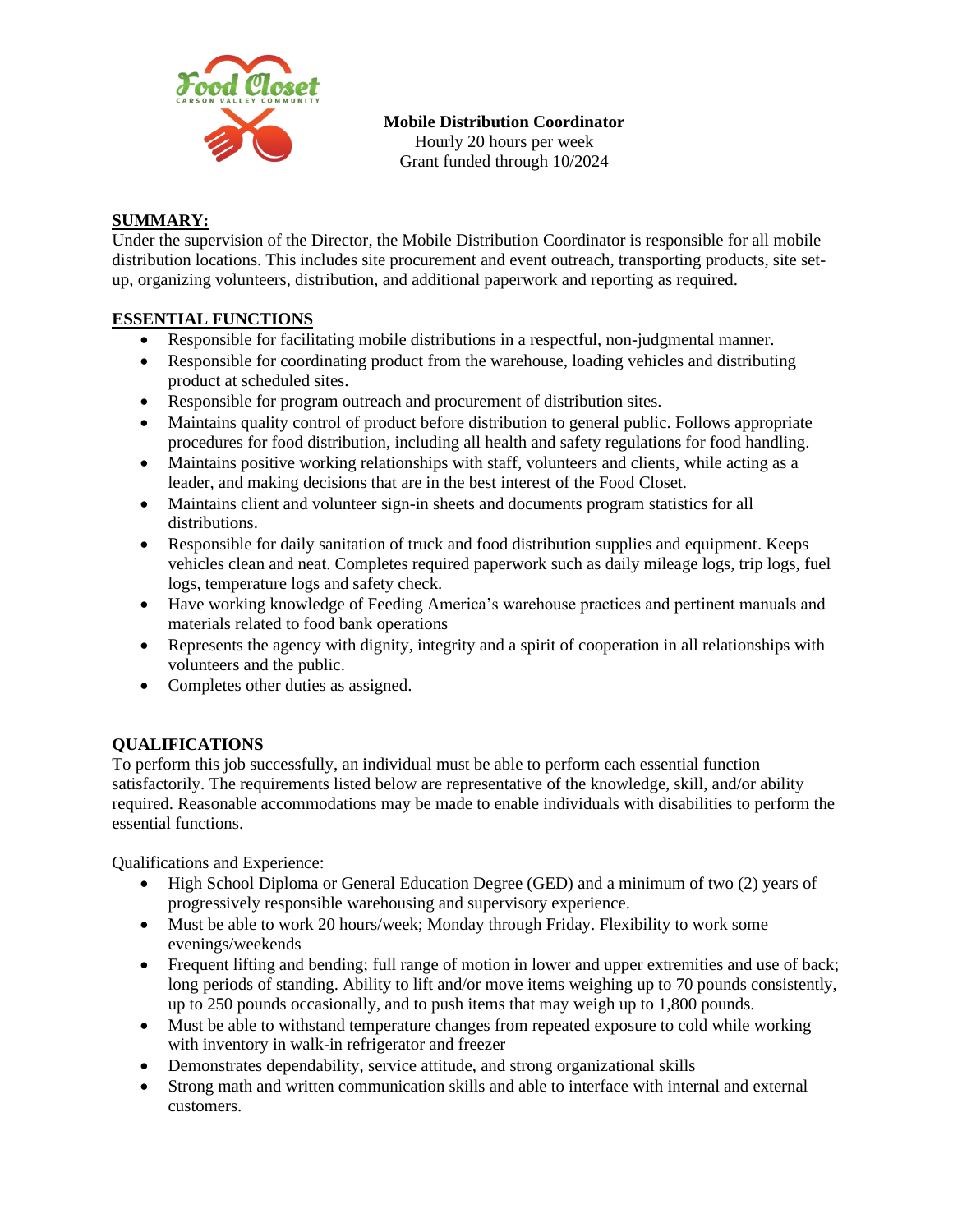**Mobile Distribution Coordinator**
Hourly 20 hours per week
Grant funded through 10/2024

## SUMMARY:

Under the supervision of the Director, the Mobile Distribution Coordinator is responsible for all mobile distribution locations. This includes site procurement and event outreach, transporting products, site set-up, organizing volunteers, distribution, and additional paperwork and reporting as required.

## ESSENTIAL FUNCTIONS

- Responsible for facilitating mobile distributions in a respectful, non-judgmental manner.
- Responsible for coordinating product from the warehouse, loading vehicles and distributing product at scheduled sites.
- Responsible for program outreach and procurement of distribution sites.
- Maintains quality control of product before distribution to general public. Follows appropriate procedures for food distribution, including all health and safety regulations for food handling.
- Maintains positive working relationships with staff, volunteers and clients, while acting as a leader, and making decisions that are in the best interest of the Food Closet.
- Maintains client and volunteer sign-in sheets and documents program statistics for all distributions.
- Responsible for daily sanitation of truck and food distribution supplies and equipment. Keeps vehicles clean and neat. Completes required paperwork such as daily mileage logs, trip logs, fuel logs, temperature logs and safety check.
- Have working knowledge of Feeding America's warehouse practices and pertinent manuals and materials related to food bank operations
- Represents the agency with dignity, integrity and a spirit of cooperation in all relationships with volunteers and the public.
- Completes other duties as assigned.

## QUALIFICATIONS

To perform this job successfully, an individual must be able to perform each essential function satisfactorily. The requirements listed below are representative of the knowledge, skill, and/or ability required. Reasonable accommodations may be made to enable individuals with disabilities to perform the essential functions.

Qualifications and Experience:

- High School Diploma or General Education Degree (GED) and a minimum of two (2) years of progressively responsible warehousing and supervisory experience.
- Must be able to work 20 hours/week; Monday through Friday. Flexibility to work some evenings/weekends
- Frequent lifting and bending; full range of motion in lower and upper extremities and use of back; long periods of standing. Ability to lift and/or move items weighing up to 70 pounds consistently, up to 250 pounds occasionally, and to push items that may weigh up to 1,800 pounds.
- Must be able to withstand temperature changes from repeated exposure to cold while working with inventory in walk-in refrigerator and freezer
- Demonstrates dependability, service attitude, and strong organizational skills
- Strong math and written communication skills and able to interface with internal and external customers.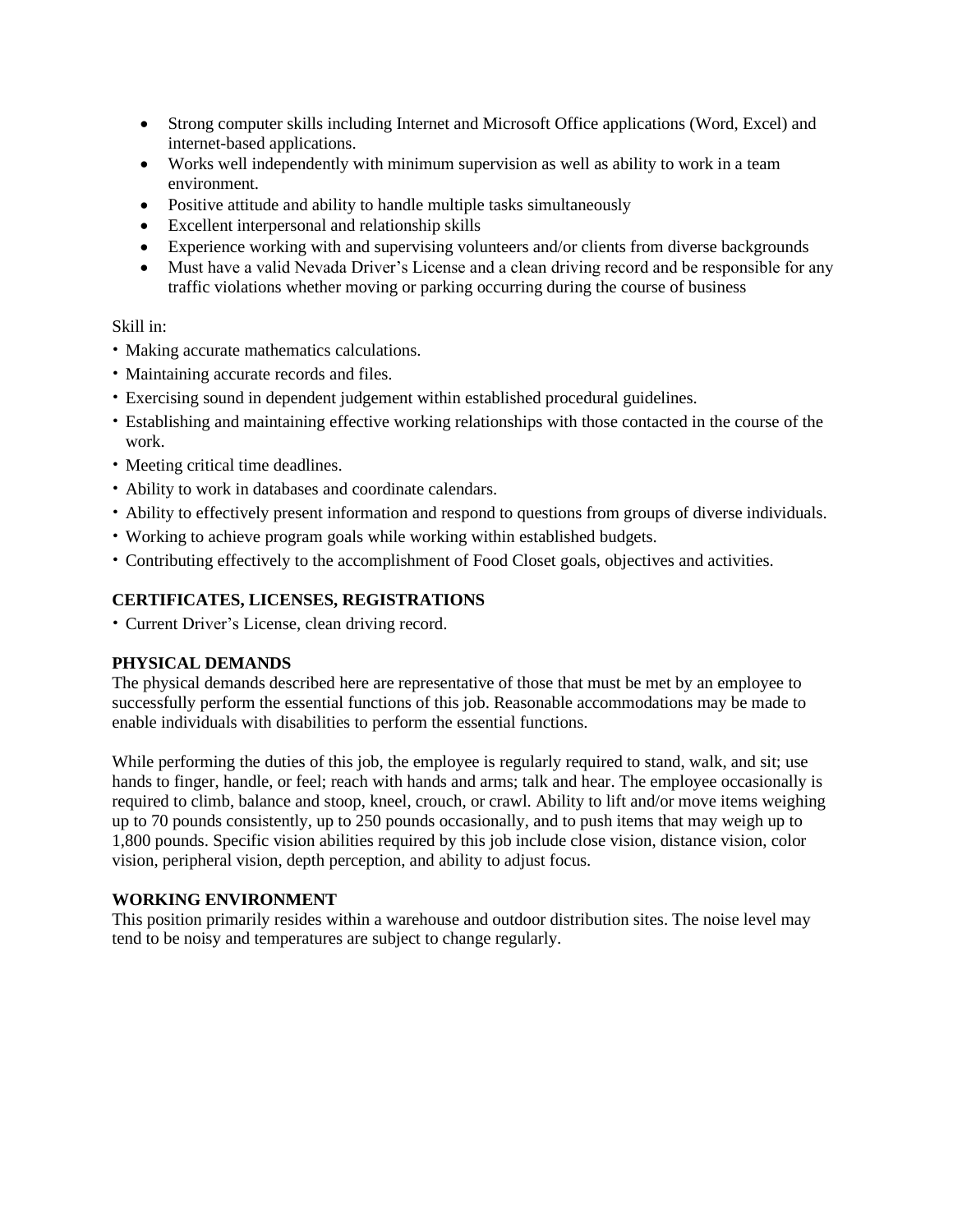- Strong computer skills including Internet and Microsoft Office applications (Word, Excel) and internet-based applications.
- Works well independently with minimum supervision as well as ability to work in a team environment.
- Positive attitude and ability to handle multiple tasks simultaneously
- Excellent interpersonal and relationship skills
- Experience working with and supervising volunteers and/or clients from diverse backgrounds
- Must have a valid Nevada Driver's License and a clean driving record and be responsible for any traffic violations whether moving or parking occurring during the course of business

Skill in:

- Making accurate mathematics calculations.
- Maintaining accurate records and files.
- Exercising sound in dependent judgement within established procedural guidelines.
- Establishing and maintaining effective working relationships with those contacted in the course of the work.
- Meeting critical time deadlines.
- Ability to work in databases and coordinate calendars.
- Ability to effectively present information and respond to questions from groups of diverse individuals.
- Working to achieve program goals while working within established budgets.
- Contributing effectively to the accomplishment of Food Closet goals, objectives and activities.

**CERTIFICATES, LICENSES, REGISTRATIONS**

- Current Driver's License, clean driving record.

**PHYSICAL DEMANDS**

The physical demands described here are representative of those that must be met by an employee to successfully perform the essential functions of this job. Reasonable accommodations may be made to enable individuals with disabilities to perform the essential functions.

While performing the duties of this job, the employee is regularly required to stand, walk, and sit; use hands to finger, handle, or feel; reach with hands and arms; talk and hear. The employee occasionally is required to climb, balance and stoop, kneel, crouch, or crawl. Ability to lift and/or move items weighing up to 70 pounds consistently, up to 250 pounds occasionally, and to push items that may weigh up to 1,800 pounds. Specific vision abilities required by this job include close vision, distance vision, color vision, peripheral vision, depth perception, and ability to adjust focus.

**WORKING ENVIRONMENT**

This position primarily resides within a warehouse and outdoor distribution sites. The noise level may tend to be noisy and temperatures are subject to change regularly.